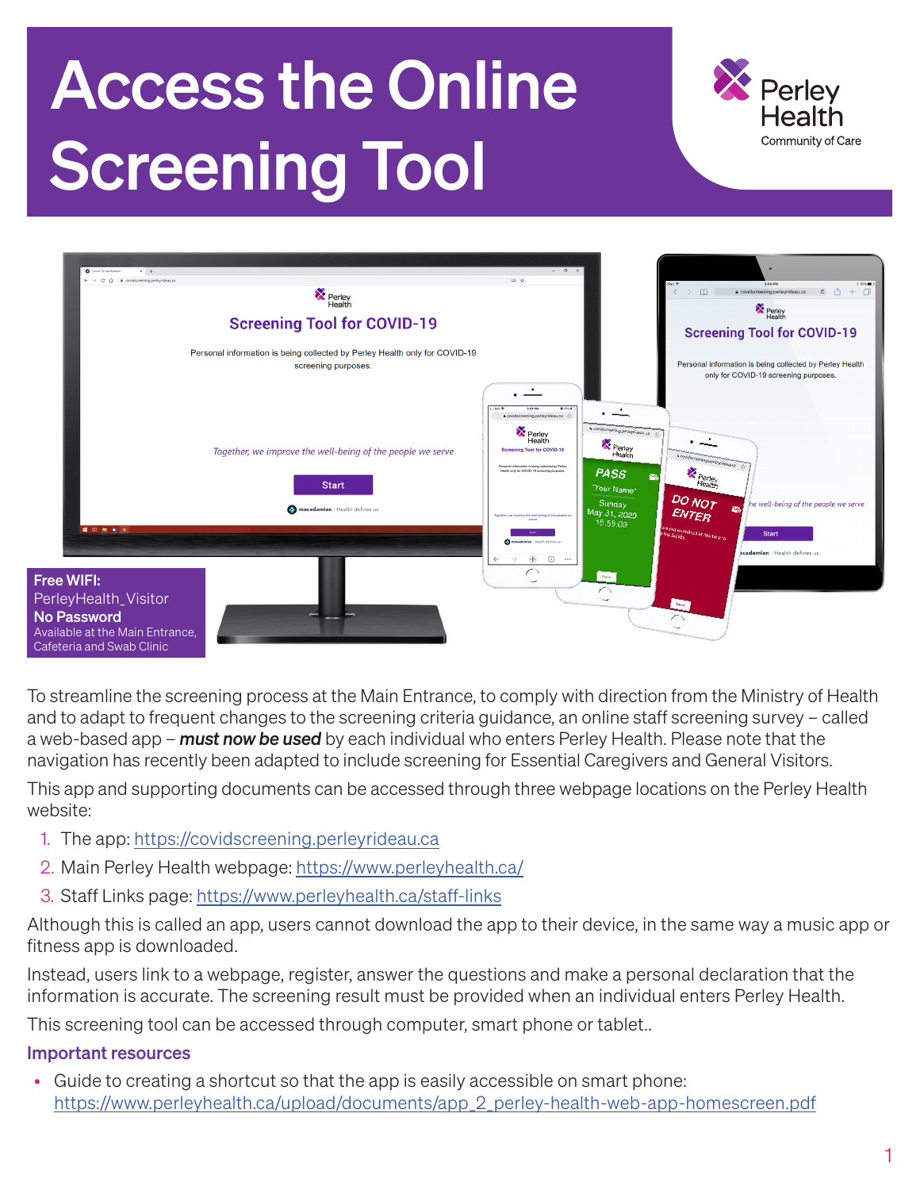# Access the Online Screening Tool

Perley Health
Community of Care

**Free WIFI:**
PerleyHealth_Visitor
**No Password**
Available at the Main Entrance, Cafeteria and Swab Clinic

To streamline the screening process at the Main Entrance, to comply with direction from the Ministry of Health and to adapt to frequent changes to the screening criteria guidance, an online staff screening survey – called a web-based app – ***must now be used*** by each individual who enters Perley Health. Please note that the navigation has recently been adapted to include screening for Essential Caregivers and General Visitors.

This app and supporting documents can be accessed through three webpage locations on the Perley Health website:

1. The app: https://covidscreening.perleyrideau.ca
2. Main Perley Health webpage: https://www.perleyhealth.ca/
3. Staff Links page: https://www.perleyhealth.ca/staff-links

Although this is called an app, users cannot download the app to their device, in the same way a music app or fitness app is downloaded.

Instead, users link to a webpage, register, answer the questions and make a personal declaration that the information is accurate. The screening result must be provided when an individual enters Perley Health.

This screening tool can be accessed through computer, smart phone or tablet..

## Important resources

- Guide to creating a shortcut so that the app is easily accessible on smart phone: https://www.perleyhealth.ca/upload/documents/app_2_perley-health-web-app-homescreen.pdf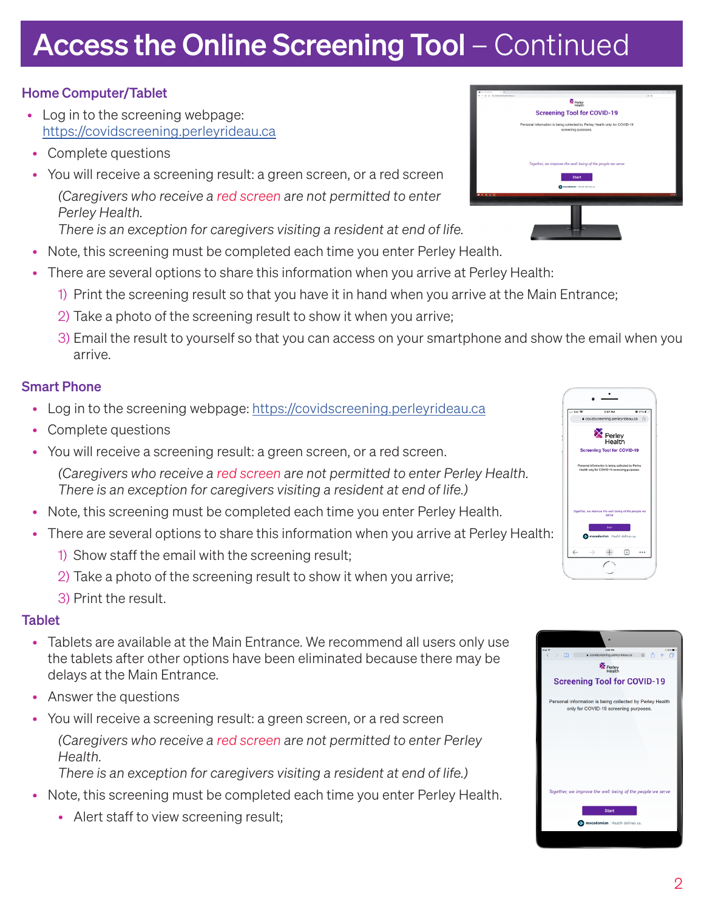# **Access the Online Screening Tool** – Continued

## Home Computer/Tablet

- Log in to the screening webpage: https://covidscreening.perleyrideau.ca
- Complete questions
- You will receive a screening result: a green screen, or a red screen

  *(Caregivers who receive a red screen are not permitted to enter Perley Health.*
  *There is an exception for caregivers visiting a resident at end of life.*
- Note, this screening must be completed each time you enter Perley Health.
- There are several options to share this information when you arrive at Perley Health:
  1) Print the screening result so that you have it in hand when you arrive at the Main Entrance;
  2) Take a photo of the screening result to show it when you arrive;
  3) Email the result to yourself so that you can access on your smartphone and show the email when you arrive.

## Smart Phone

- Log in to the screening webpage: https://covidscreening.perleyrideau.ca
- Complete questions
- You will receive a screening result: a green screen, or a red screen.

  *(Caregivers who receive a red screen are not permitted to enter Perley Health.*
  *There is an exception for caregivers visiting a resident at end of life.)*
- Note, this screening must be completed each time you enter Perley Health.
- There are several options to share this information when you arrive at Perley Health:
  1) Show staff the email with the screening result;
  2) Take a photo of the screening result to show it when you arrive;
  3) Print the result.

## Tablet

- Tablets are available at the Main Entrance. We recommend all users only use the tablets after other options have been eliminated because there may be delays at the Main Entrance.
- Answer the questions
- You will receive a screening result: a green screen, or a red screen

  *(Caregivers who receive a red screen are not permitted to enter Perley Health.*
  *There is an exception for caregivers visiting a resident at end of life.)*
- Note, this screening must be completed each time you enter Perley Health.
  - Alert staff to view screening result;